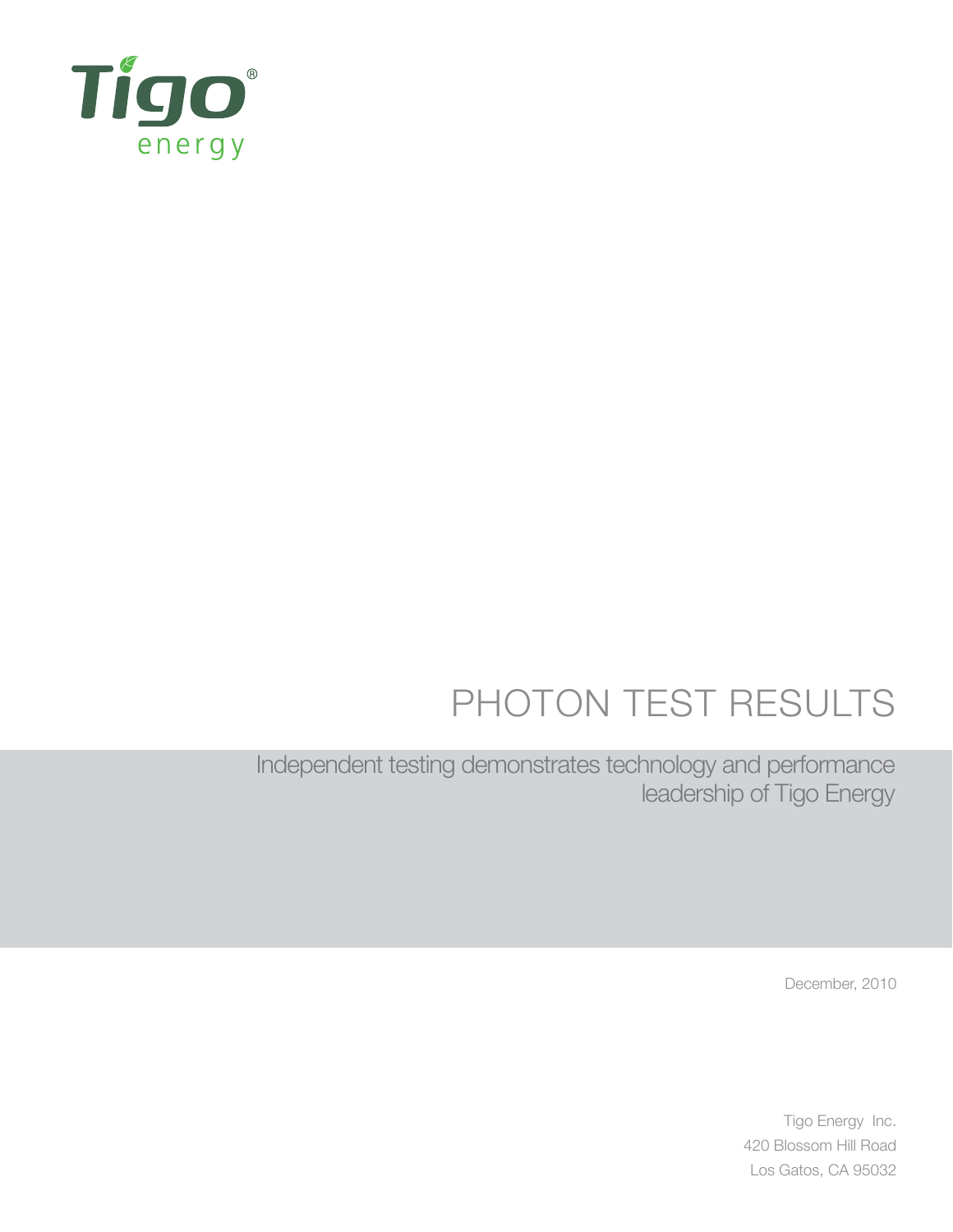Tigo® energy

# PHOTON TEST RESULTS

Independent testing demonstrates technology and performance leadership of Tigo Energy

December, 2010

Tigo Energy Inc.
420 Blossom Hill Road
Los Gatos, CA 95032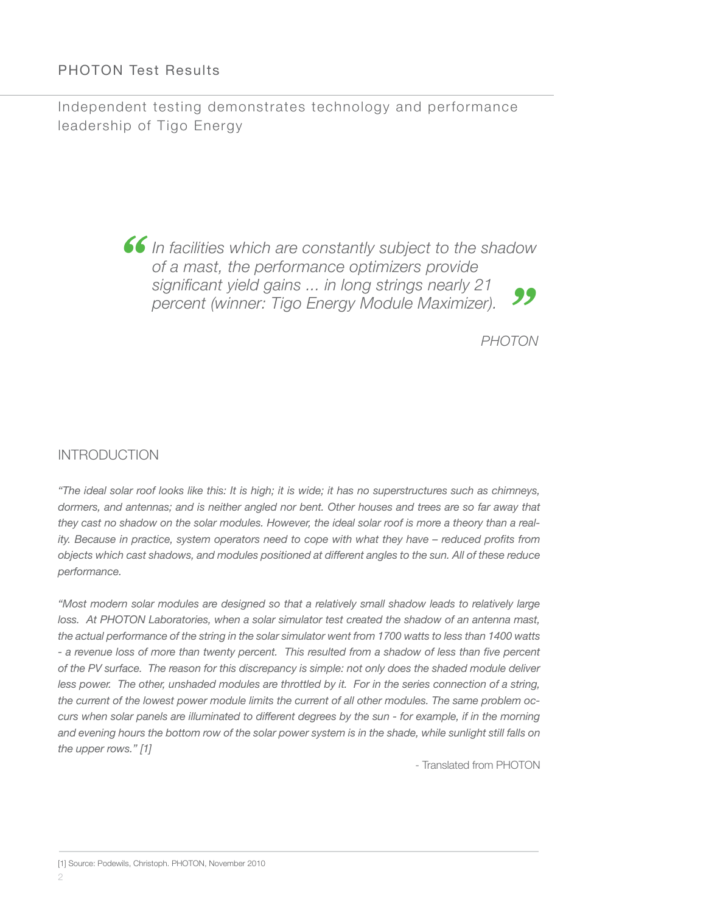## PHOTON Test Results

Independent testing demonstrates technology and performance leadership of Tigo Energy

> *"In facilities which are constantly subject to the shadow of a mast, the performance optimizers provide significant yield gains ... in long strings nearly 21 percent (winner: Tigo Energy Module Maximizer)."*
>
> *PHOTON*

## INTRODUCTION

*"The ideal solar roof looks like this: It is high; it is wide; it has no superstructures such as chimneys, dormers, and antennas; and is neither angled nor bent. Other houses and trees are so far away that they cast no shadow on the solar modules. However, the ideal solar roof is more a theory than a reality. Because in practice, system operators need to cope with what they have – reduced profits from objects which cast shadows, and modules positioned at different angles to the sun. All of these reduce performance.*

*"Most modern solar modules are designed so that a relatively small shadow leads to relatively large loss. At PHOTON Laboratories, when a solar simulator test created the shadow of an antenna mast, the actual performance of the string in the solar simulator went from 1700 watts to less than 1400 watts - a revenue loss of more than twenty percent. This resulted from a shadow of less than five percent of the PV surface. The reason for this discrepancy is simple: not only does the shaded module deliver less power. The other, unshaded modules are throttled by it. For in the series connection of a string, the current of the lowest power module limits the current of all other modules. The same problem occurs when solar panels are illuminated to different degrees by the sun - for example, if in the morning and evening hours the bottom row of the solar power system is in the shade, while sunlight still falls on the upper rows." [1]*

- Translated from PHOTON

[1] Source: Podewils, Christoph. PHOTON, November 2010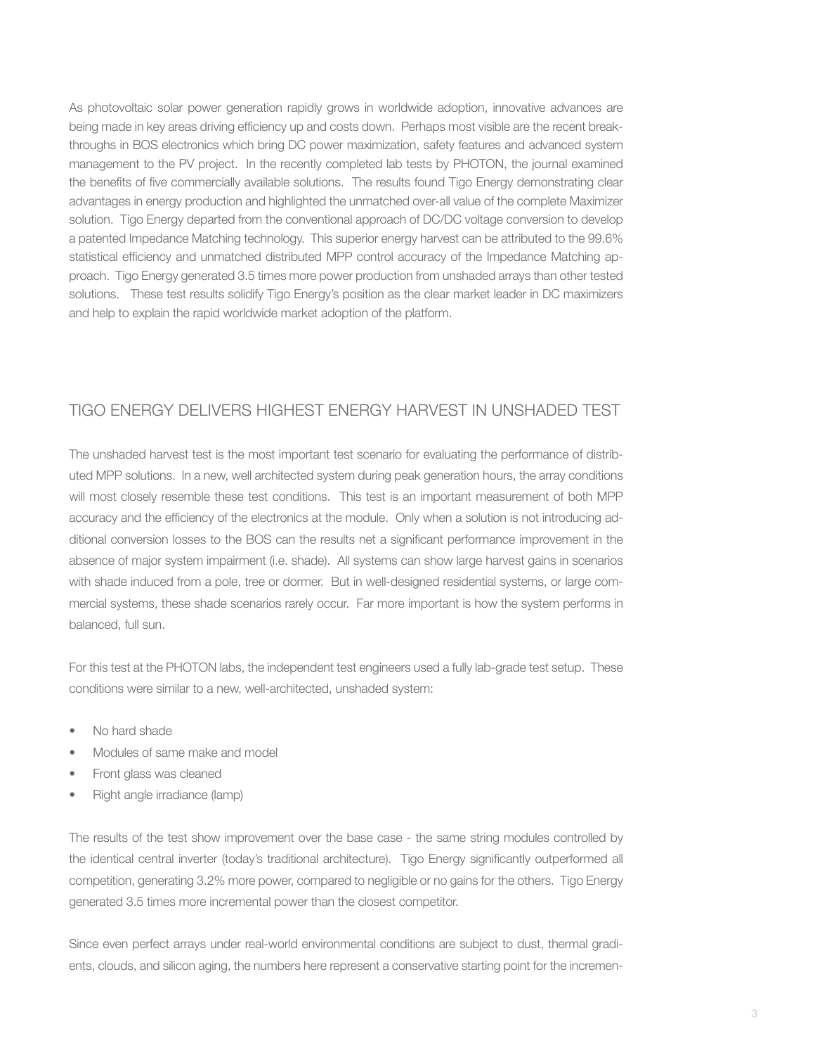As photovoltaic solar power generation rapidly grows in worldwide adoption, innovative advances are being made in key areas driving efficiency up and costs down. Perhaps most visible are the recent breakthroughs in BOS electronics which bring DC power maximization, safety features and advanced system management to the PV project. In the recently completed lab tests by PHOTON, the journal examined the benefits of five commercially available solutions. The results found Tigo Energy demonstrating clear advantages in energy production and highlighted the unmatched over-all value of the complete Maximizer solution. Tigo Energy departed from the conventional approach of DC/DC voltage conversion to develop a patented Impedance Matching technology. This superior energy harvest can be attributed to the 99.6% statistical efficiency and unmatched distributed MPP control accuracy of the Impedance Matching approach. Tigo Energy generated 3.5 times more power production from unshaded arrays than other tested solutions. These test results solidify Tigo Energy's position as the clear market leader in DC maximizers and help to explain the rapid worldwide market adoption of the platform.

## TIGO ENERGY DELIVERS HIGHEST ENERGY HARVEST IN UNSHADED TEST

The unshaded harvest test is the most important test scenario for evaluating the performance of distributed MPP solutions. In a new, well architected system during peak generation hours, the array conditions will most closely resemble these test conditions. This test is an important measurement of both MPP accuracy and the efficiency of the electronics at the module. Only when a solution is not introducing additional conversion losses to the BOS can the results net a significant performance improvement in the absence of major system impairment (i.e. shade). All systems can show large harvest gains in scenarios with shade induced from a pole, tree or dormer. But in well-designed residential systems, or large commercial systems, these shade scenarios rarely occur. Far more important is how the system performs in balanced, full sun.

For this test at the PHOTON labs, the independent test engineers used a fully lab-grade test setup. These conditions were similar to a new, well-architected, unshaded system:

- No hard shade
- Modules of same make and model
- Front glass was cleaned
- Right angle irradiance (lamp)

The results of the test show improvement over the base case - the same string modules controlled by the identical central inverter (today's traditional architecture). Tigo Energy significantly outperformed all competition, generating 3.2% more power, compared to negligible or no gains for the others. Tigo Energy generated 3.5 times more incremental power than the closest competitor.

Since even perfect arrays under real-world environmental conditions are subject to dust, thermal gradients, clouds, and silicon aging, the numbers here represent a conservative starting point for the incremen-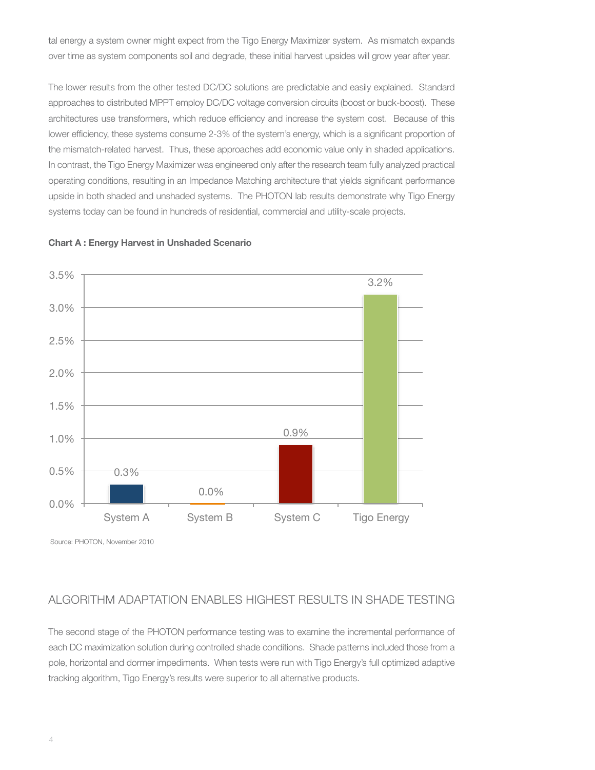tal energy a system owner might expect from the Tigo Energy Maximizer system. As mismatch expands over time as system components soil and degrade, these initial harvest upsides will grow year after year.

The lower results from the other tested DC/DC solutions are predictable and easily explained. Standard approaches to distributed MPPT employ DC/DC voltage conversion circuits (boost or buck-boost). These architectures use transformers, which reduce efficiency and increase the system cost. Because of this lower efficiency, these systems consume 2-3% of the system's energy, which is a significant proportion of the mismatch-related harvest. Thus, these approaches add economic value only in shaded applications. In contrast, the Tigo Energy Maximizer was engineered only after the research team fully analyzed practical operating conditions, resulting in an Impedance Matching architecture that yields significant performance upside in both shaded and unshaded systems. The PHOTON lab results demonstrate why Tigo Energy systems today can be found in hundreds of residential, commercial and utility-scale projects.

**Chart A : Energy Harvest in Unshaded Scenario**

| System | Energy Harvest |
|---|---|
| System A | 0.3% |
| System B | 0.0% |
| System C | 0.9% |
| Tigo Energy | 3.2% |

Source: PHOTON, November 2010

## ALGORITHM ADAPTATION ENABLES HIGHEST RESULTS IN SHADE TESTING

The second stage of the PHOTON performance testing was to examine the incremental performance of each DC maximization solution during controlled shade conditions. Shade patterns included those from a pole, horizontal and dormer impediments. When tests were run with Tigo Energy's full optimized adaptive tracking algorithm, Tigo Energy's results were superior to all alternative products.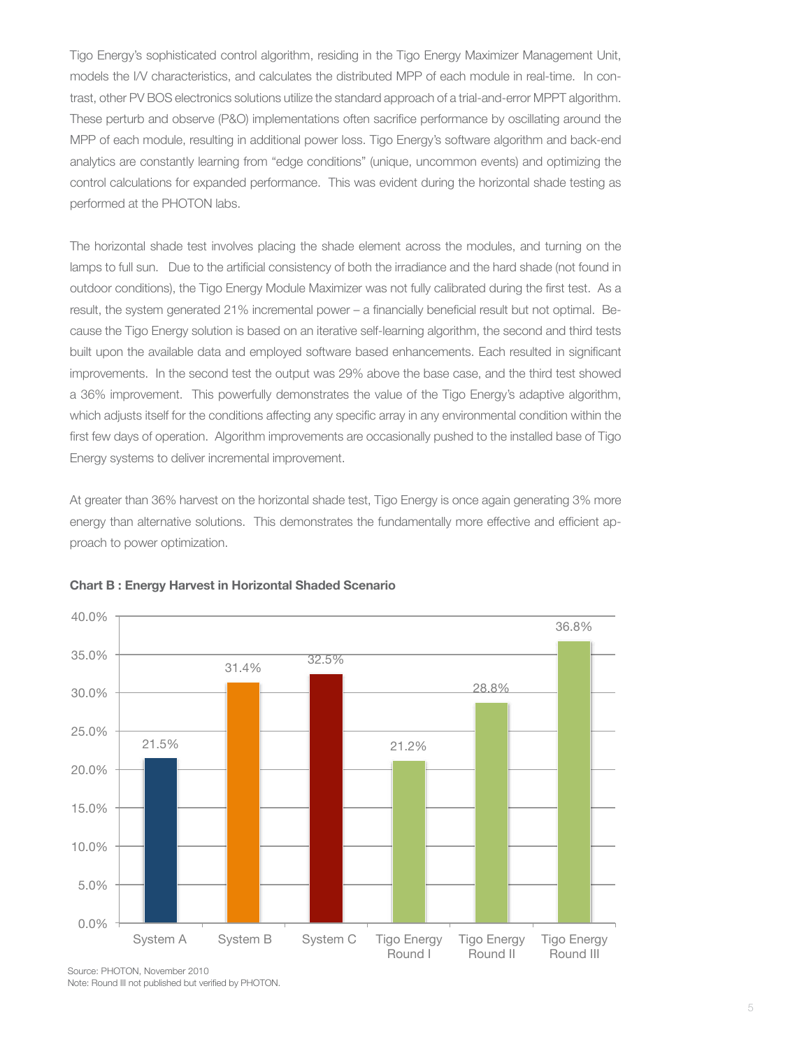Tigo Energy's sophisticated control algorithm, residing in the Tigo Energy Maximizer Management Unit, models the I/V characteristics, and calculates the distributed MPP of each module in real-time. In contrast, other PV BOS electronics solutions utilize the standard approach of a trial-and-error MPPT algorithm. These perturb and observe (P&O) implementations often sacrifice performance by oscillating around the MPP of each module, resulting in additional power loss. Tigo Energy's software algorithm and back-end analytics are constantly learning from "edge conditions" (unique, uncommon events) and optimizing the control calculations for expanded performance. This was evident during the horizontal shade testing as performed at the PHOTON labs.

The horizontal shade test involves placing the shade element across the modules, and turning on the lamps to full sun. Due to the artificial consistency of both the irradiance and the hard shade (not found in outdoor conditions), the Tigo Energy Module Maximizer was not fully calibrated during the first test. As a result, the system generated 21% incremental power – a financially beneficial result but not optimal. Because the Tigo Energy solution is based on an iterative self-learning algorithm, the second and third tests built upon the available data and employed software based enhancements. Each resulted in significant improvements. In the second test the output was 29% above the base case, and the third test showed a 36% improvement. This powerfully demonstrates the value of the Tigo Energy's adaptive algorithm, which adjusts itself for the conditions affecting any specific array in any environmental condition within the first few days of operation. Algorithm improvements are occasionally pushed to the installed base of Tigo Energy systems to deliver incremental improvement.

At greater than 36% harvest on the horizontal shade test, Tigo Energy is once again generating 3% more energy than alternative solutions. This demonstrates the fundamentally more effective and efficient approach to power optimization.

**Chart B : Energy Harvest in Horizontal Shaded Scenario**

| System | Energy Harvest |
|---|---|
| System A | 21.5% |
| System B | 31.4% |
| System C | 32.5% |
| Tigo Energy Round I | 21.2% |
| Tigo Energy Round II | 28.8% |
| Tigo Energy Round III | 36.8% |

Source: PHOTON, November 2010
Note: Round III not published but verified by PHOTON.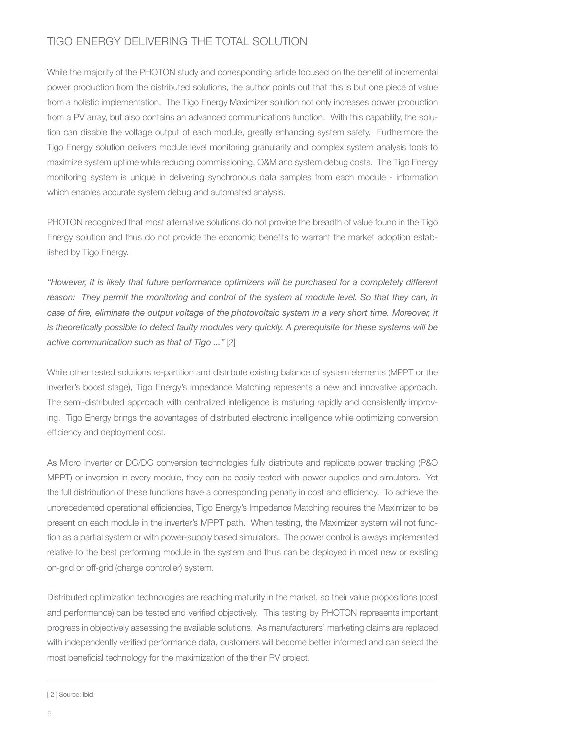## TIGO ENERGY DELIVERING THE TOTAL SOLUTION

While the majority of the PHOTON study and corresponding article focused on the benefit of incremental power production from the distributed solutions, the author points out that this is but one piece of value from a holistic implementation. The Tigo Energy Maximizer solution not only increases power production from a PV array, but also contains an advanced communications function. With this capability, the solution can disable the voltage output of each module, greatly enhancing system safety. Furthermore the Tigo Energy solution delivers module level monitoring granularity and complex system analysis tools to maximize system uptime while reducing commissioning, O&M and system debug costs. The Tigo Energy monitoring system is unique in delivering synchronous data samples from each module - information which enables accurate system debug and automated analysis.

PHOTON recognized that most alternative solutions do not provide the breadth of value found in the Tigo Energy solution and thus do not provide the economic benefits to warrant the market adoption established by Tigo Energy.

*"However, it is likely that future performance optimizers will be purchased for a completely different reason: They permit the monitoring and control of the system at module level. So that they can, in case of fire, eliminate the output voltage of the photovoltaic system in a very short time. Moreover, it is theoretically possible to detect faulty modules very quickly. A prerequisite for these systems will be active communication such as that of Tigo ..."* [2]

While other tested solutions re-partition and distribute existing balance of system elements (MPPT or the inverter's boost stage), Tigo Energy's Impedance Matching represents a new and innovative approach. The semi-distributed approach with centralized intelligence is maturing rapidly and consistently improving. Tigo Energy brings the advantages of distributed electronic intelligence while optimizing conversion efficiency and deployment cost.

As Micro Inverter or DC/DC conversion technologies fully distribute and replicate power tracking (P&O MPPT) or inversion in every module, they can be easily tested with power supplies and simulators. Yet the full distribution of these functions have a corresponding penalty in cost and efficiency. To achieve the unprecedented operational efficiencies, Tigo Energy's Impedance Matching requires the Maximizer to be present on each module in the inverter's MPPT path. When testing, the Maximizer system will not function as a partial system or with power-supply based simulators. The power control is always implemented relative to the best performing module in the system and thus can be deployed in most new or existing on-grid or off-grid (charge controller) system.

Distributed optimization technologies are reaching maturity in the market, so their value propositions (cost and performance) can be tested and verified objectively. This testing by PHOTON represents important progress in objectively assessing the available solutions. As manufacturers' marketing claims are replaced with independently verified performance data, customers will become better informed and can select the most beneficial technology for the maximization of the their PV project.

---

[2] Source: ibid.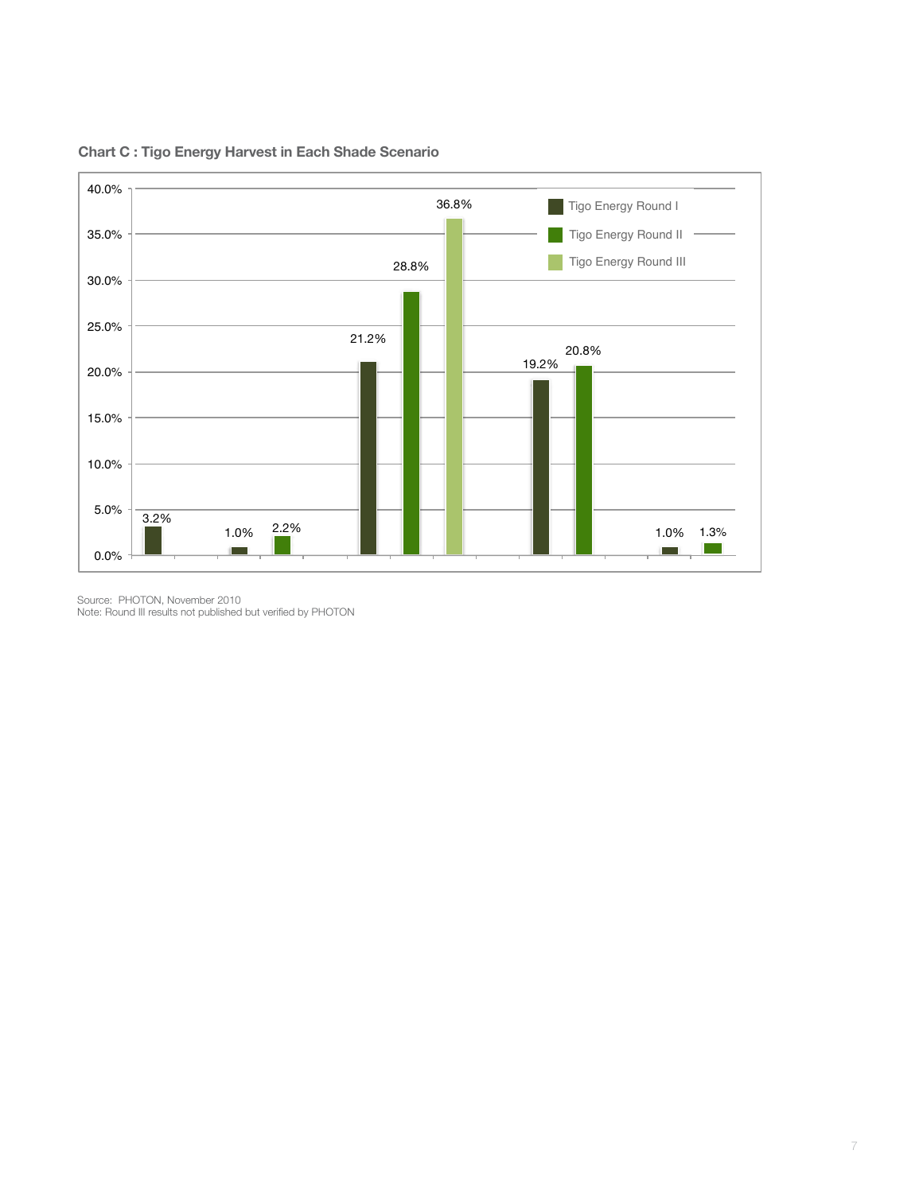## Chart C : Tigo Energy Harvest in Each Shade Scenario

| | Tigo Energy Round I | Tigo Energy Round II | Tigo Energy Round III |
|---|---|---|---|
| Scenario 1 | 3.2% | | |
| Scenario 2 | 1.0% | 2.2% | |
| Scenario 3 | 21.2% | 28.8% | 36.8% |
| Scenario 4 | 19.2% | 20.8% | |
| Scenario 5 | 1.0% | 1.3% | |

Source: PHOTON, November 2010
Note: Round III results not published but verified by PHOTON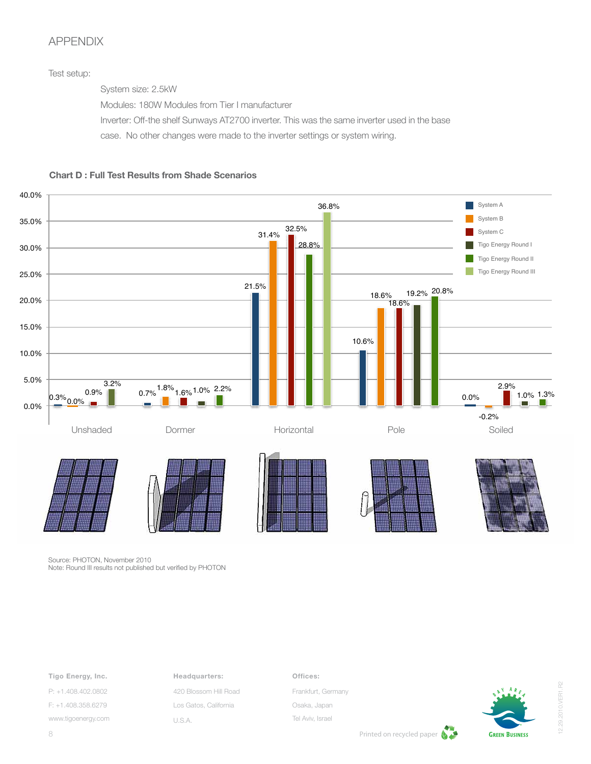# APPENDIX

Test setup:

System size: 2.5kW

Modules: 180W Modules from Tier I manufacturer

Inverter: Off-the shelf Sunways AT2700 inverter. This was the same inverter used in the base case. No other changes were made to the inverter settings or system wiring.

**Chart D : Full Test Results from Shade Scenarios**

40.0%
35.0%
30.0%
25.0%
20.0%
15.0%
10.0%
5.0%
0.0%

System A
System B
System C
Tigo Energy Round I
Tigo Energy Round II
Tigo Energy Round III

Unshaded: 0.3% 0.0% 0.9% 3.2%

Dormer: 0.7% 1.8% 1.6% 1.0% 2.2%

Horizontal: 21.5% 31.4% 32.5% 28.8% 36.8%

Pole: 10.6% 18.6% 18.6% 19.2% 20.8%

Soiled: 0.0% -0.2% 2.9% 1.0% 1.3%

Source: PHOTON, November 2010
Note: Round III results not published but verified by PHOTON

**Tigo Energy, Inc.**
P: +1.408.402.0802
F: +1.408.358.6279
www.tigoenergy.com

**Headquarters:**
420 Blossom Hill Road
Los Gatos, California
U.S.A.

**Offices:**
Frankfurt, Germany
Osaka, Japan
Tel Aviv, Israel

Printed on recycled paper

BAY AREA GREEN BUSINESS

12.29.2010.VER1.R2